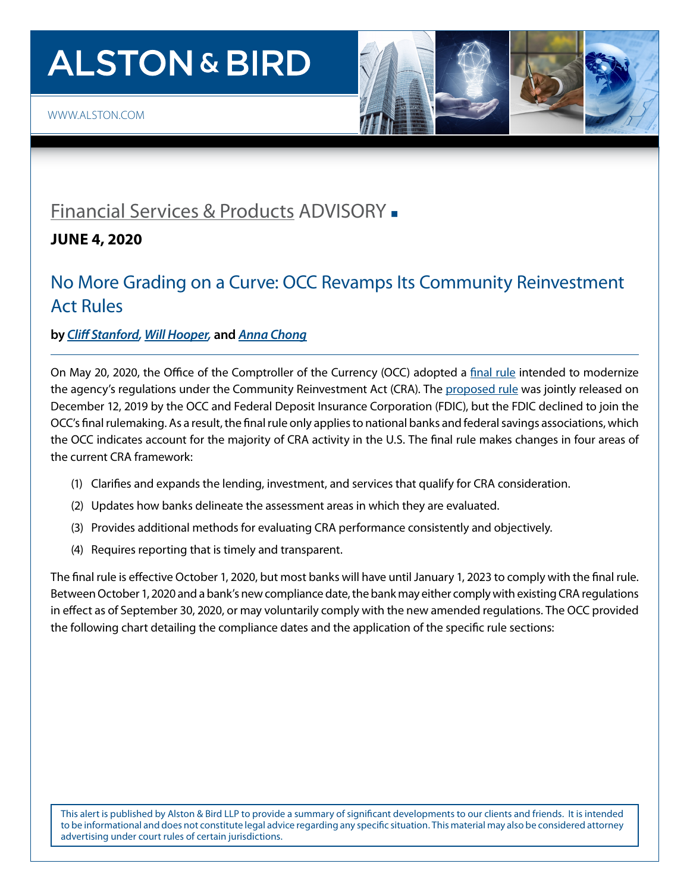# ALSTON & BIRD

WWW.ALSTON.COM

## Financial Services & Products ADVISORY

**JUNE 4, 2020**

## No More Grading on a Curve: OCC Revamps Its Community Reinvestment Act Rules

**by *Cliff Stanford*, *Will Hooper*, and *Anna Chong***

On May 20, 2020, the Office of the Comptroller of the Currency (OCC) adopted a final rule intended to modernize the agency's regulations under the Community Reinvestment Act (CRA). The proposed rule was jointly released on December 12, 2019 by the OCC and Federal Deposit Insurance Corporation (FDIC), but the FDIC declined to join the OCC's final rulemaking. As a result, the final rule only applies to national banks and federal savings associations, which the OCC indicates account for the majority of CRA activity in the U.S. The final rule makes changes in four areas of the current CRA framework:

(1) Clarifies and expands the lending, investment, and services that qualify for CRA consideration.

(2) Updates how banks delineate the assessment areas in which they are evaluated.

(3) Provides additional methods for evaluating CRA performance consistently and objectively.

(4) Requires reporting that is timely and transparent.

The final rule is effective October 1, 2020, but most banks will have until January 1, 2023 to comply with the final rule. Between October 1, 2020 and a bank's new compliance date, the bank may either comply with existing CRA regulations in effect as of September 30, 2020, or may voluntarily comply with the new amended regulations. The OCC provided the following chart detailing the compliance dates and the application of the specific rule sections:

This alert is published by Alston & Bird LLP to provide a summary of significant developments to our clients and friends. It is intended to be informational and does not constitute legal advice regarding any specific situation. This material may also be considered attorney advertising under court rules of certain jurisdictions.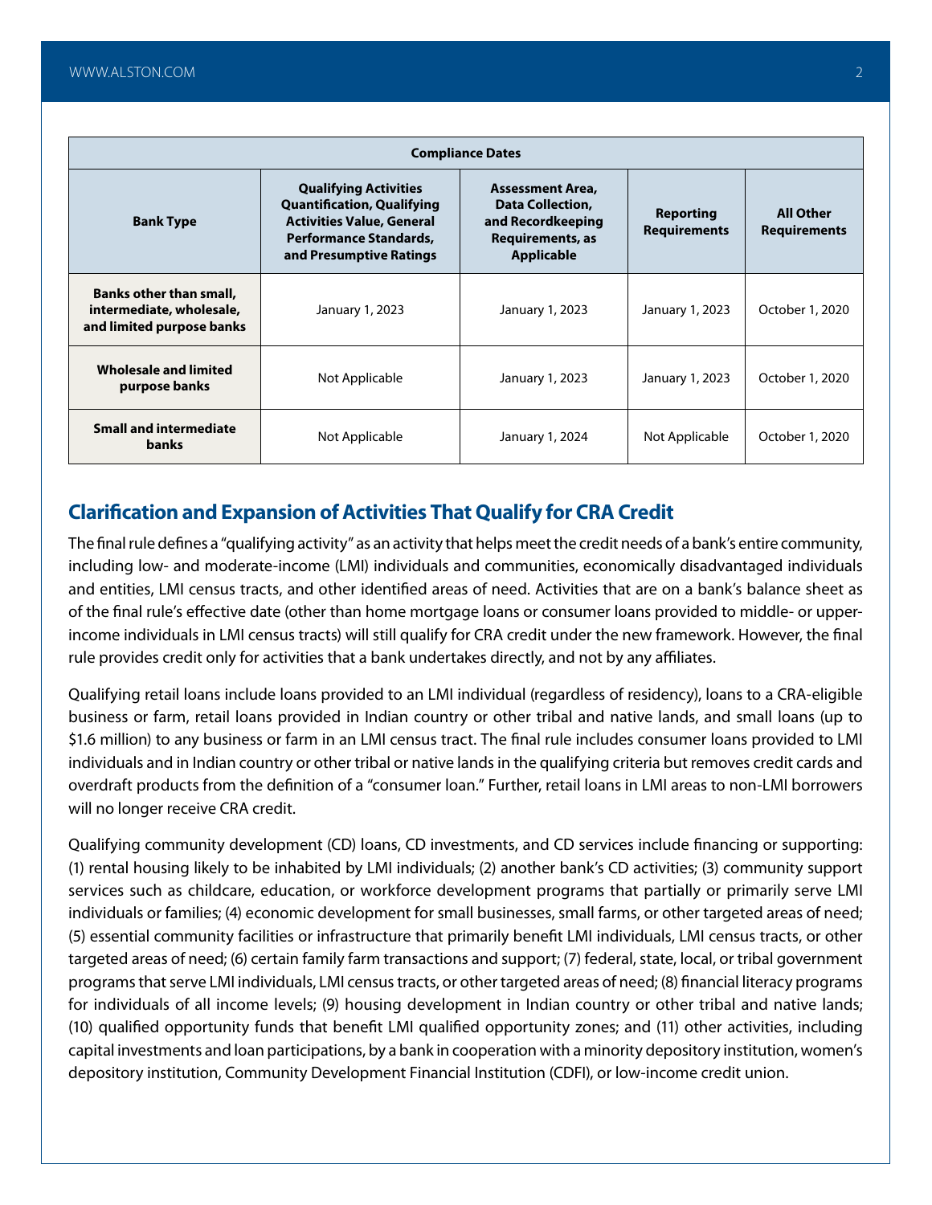| Compliance Dates | | | | |
|---|---|---|---|---|
| **Bank Type** | **Qualifying Activities Quantification, Qualifying Activities Value, General Performance Standards, and Presumptive Ratings** | **Assessment Area, Data Collection, and Recordkeeping Requirements, as Applicable** | **Reporting Requirements** | **All Other Requirements** |
| **Banks other than small, intermediate, wholesale, and limited purpose banks** | January 1, 2023 | January 1, 2023 | January 1, 2023 | October 1, 2020 |
| **Wholesale and limited purpose banks** | Not Applicable | January 1, 2023 | January 1, 2023 | October 1, 2020 |
| **Small and intermediate banks** | Not Applicable | January 1, 2024 | Not Applicable | October 1, 2020 |

## Clarification and Expansion of Activities That Qualify for CRA Credit

The final rule defines a "qualifying activity" as an activity that helps meet the credit needs of a bank's entire community, including low- and moderate-income (LMI) individuals and communities, economically disadvantaged individuals and entities, LMI census tracts, and other identified areas of need. Activities that are on a bank's balance sheet as of the final rule's effective date (other than home mortgage loans or consumer loans provided to middle- or upper-income individuals in LMI census tracts) will still qualify for CRA credit under the new framework. However, the final rule provides credit only for activities that a bank undertakes directly, and not by any affiliates.

Qualifying retail loans include loans provided to an LMI individual (regardless of residency), loans to a CRA-eligible business or farm, retail loans provided in Indian country or other tribal and native lands, and small loans (up to $1.6 million) to any business or farm in an LMI census tract. The final rule includes consumer loans provided to LMI individuals and in Indian country or other tribal or native lands in the qualifying criteria but removes credit cards and overdraft products from the definition of a "consumer loan." Further, retail loans in LMI areas to non-LMI borrowers will no longer receive CRA credit.

Qualifying community development (CD) loans, CD investments, and CD services include financing or supporting: (1) rental housing likely to be inhabited by LMI individuals; (2) another bank's CD activities; (3) community support services such as childcare, education, or workforce development programs that partially or primarily serve LMI individuals or families; (4) economic development for small businesses, small farms, or other targeted areas of need; (5) essential community facilities or infrastructure that primarily benefit LMI individuals, LMI census tracts, or other targeted areas of need; (6) certain family farm transactions and support; (7) federal, state, local, or tribal government programs that serve LMI individuals, LMI census tracts, or other targeted areas of need; (8) financial literacy programs for individuals of all income levels; (9) housing development in Indian country or other tribal and native lands; (10) qualified opportunity funds that benefit LMI qualified opportunity zones; and (11) other activities, including capital investments and loan participations, by a bank in cooperation with a minority depository institution, women's depository institution, Community Development Financial Institution (CDFI), or low-income credit union.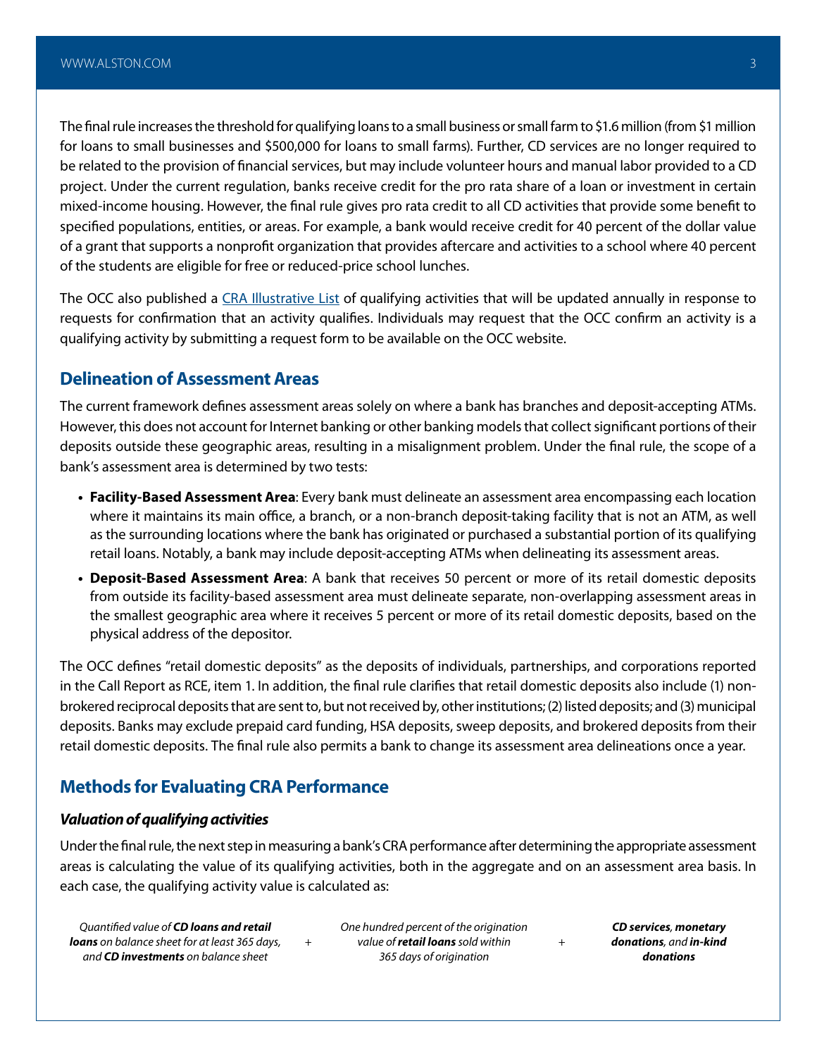The final rule increases the threshold for qualifying loans to a small business or small farm to $1.6 million (from $1 million for loans to small businesses and $500,000 for loans to small farms). Further, CD services are no longer required to be related to the provision of financial services, but may include volunteer hours and manual labor provided to a CD project. Under the current regulation, banks receive credit for the pro rata share of a loan or investment in certain mixed-income housing. However, the final rule gives pro rata credit to all CD activities that provide some benefit to specified populations, entities, or areas. For example, a bank would receive credit for 40 percent of the dollar value of a grant that supports a nonprofit organization that provides aftercare and activities to a school where 40 percent of the students are eligible for free or reduced-price school lunches.

The OCC also published a [CRA Illustrative List](#) of qualifying activities that will be updated annually in response to requests for confirmation that an activity qualifies. Individuals may request that the OCC confirm an activity is a qualifying activity by submitting a request form to be available on the OCC website.

## Delineation of Assessment Areas

The current framework defines assessment areas solely on where a bank has branches and deposit-accepting ATMs. However, this does not account for Internet banking or other banking models that collect significant portions of their deposits outside these geographic areas, resulting in a misalignment problem. Under the final rule, the scope of a bank's assessment area is determined by two tests:

- **Facility-Based Assessment Area**: Every bank must delineate an assessment area encompassing each location where it maintains its main office, a branch, or a non-branch deposit-taking facility that is not an ATM, as well as the surrounding locations where the bank has originated or purchased a substantial portion of its qualifying retail loans. Notably, a bank may include deposit-accepting ATMs when delineating its assessment areas.
- **Deposit-Based Assessment Area**: A bank that receives 50 percent or more of its retail domestic deposits from outside its facility-based assessment area must delineate separate, non-overlapping assessment areas in the smallest geographic area where it receives 5 percent or more of its retail domestic deposits, based on the physical address of the depositor.

The OCC defines "retail domestic deposits" as the deposits of individuals, partnerships, and corporations reported in the Call Report as RCE, item 1. In addition, the final rule clarifies that retail domestic deposits also include (1) non-brokered reciprocal deposits that are sent to, but not received by, other institutions; (2) listed deposits; and (3) municipal deposits. Banks may exclude prepaid card funding, HSA deposits, sweep deposits, and brokered deposits from their retail domestic deposits. The final rule also permits a bank to change its assessment area delineations once a year.

## Methods for Evaluating CRA Performance

### *Valuation of qualifying activities*

Under the final rule, the next step in measuring a bank's CRA performance after determining the appropriate assessment areas is calculating the value of its qualifying activities, both in the aggregate and on an assessment area basis. In each case, the qualifying activity value is calculated as:

*Quantified value of **CD loans and retail loans** on balance sheet for at least 365 days, and **CD investments** on balance sheet* + *One hundred percent of the origination value of **retail loans** sold within 365 days of origination* + ***CD services**, **monetary donations**, and **in-kind donations***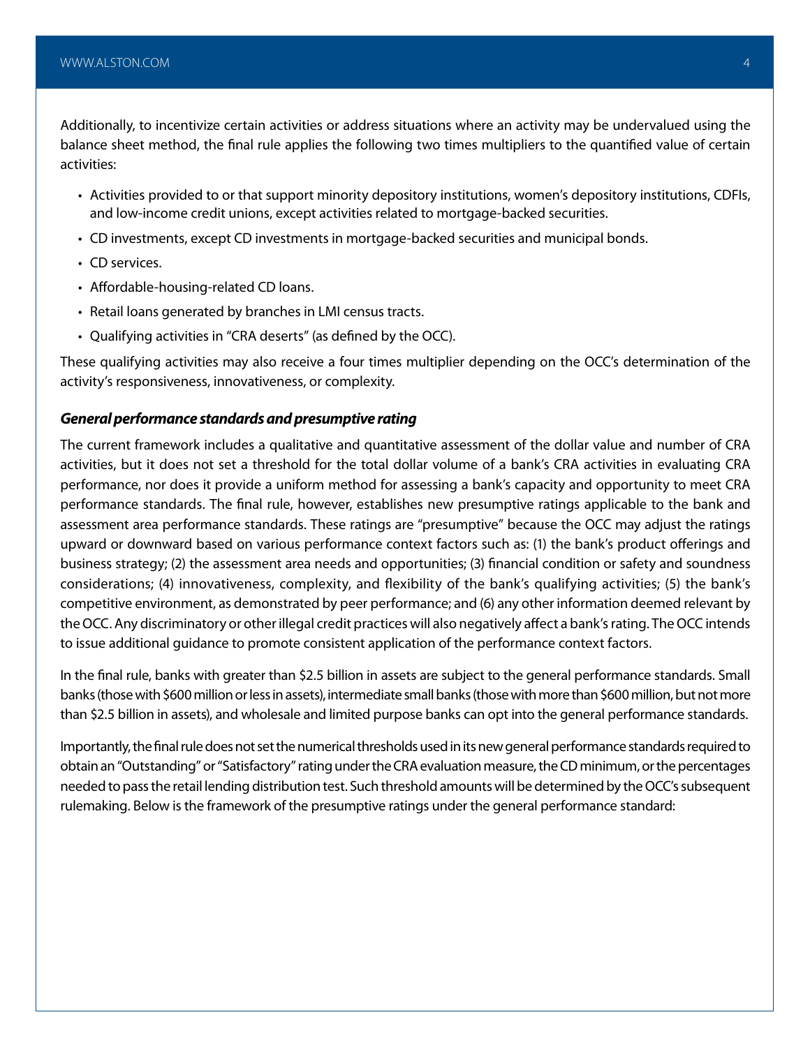Additionally, to incentivize certain activities or address situations where an activity may be undervalued using the balance sheet method, the final rule applies the following two times multipliers to the quantified value of certain activities:

- Activities provided to or that support minority depository institutions, women's depository institutions, CDFIs, and low-income credit unions, except activities related to mortgage-backed securities.
- CD investments, except CD investments in mortgage-backed securities and municipal bonds.
- CD services.
- Affordable-housing-related CD loans.
- Retail loans generated by branches in LMI census tracts.
- Qualifying activities in "CRA deserts" (as defined by the OCC).

These qualifying activities may also receive a four times multiplier depending on the OCC's determination of the activity's responsiveness, innovativeness, or complexity.

***General performance standards and presumptive rating***

The current framework includes a qualitative and quantitative assessment of the dollar value and number of CRA activities, but it does not set a threshold for the total dollar volume of a bank's CRA activities in evaluating CRA performance, nor does it provide a uniform method for assessing a bank's capacity and opportunity to meet CRA performance standards. The final rule, however, establishes new presumptive ratings applicable to the bank and assessment area performance standards. These ratings are "presumptive" because the OCC may adjust the ratings upward or downward based on various performance context factors such as: (1) the bank's product offerings and business strategy; (2) the assessment area needs and opportunities; (3) financial condition or safety and soundness considerations; (4) innovativeness, complexity, and flexibility of the bank's qualifying activities; (5) the bank's competitive environment, as demonstrated by peer performance; and (6) any other information deemed relevant by the OCC. Any discriminatory or other illegal credit practices will also negatively affect a bank's rating. The OCC intends to issue additional guidance to promote consistent application of the performance context factors.

In the final rule, banks with greater than $2.5 billion in assets are subject to the general performance standards. Small banks (those with $600 million or less in assets), intermediate small banks (those with more than $600 million, but not more than $2.5 billion in assets), and wholesale and limited purpose banks can opt into the general performance standards.

Importantly, the final rule does not set the numerical thresholds used in its new general performance standards required to obtain an "Outstanding" or "Satisfactory" rating under the CRA evaluation measure, the CD minimum, or the percentages needed to pass the retail lending distribution test. Such threshold amounts will be determined by the OCC's subsequent rulemaking. Below is the framework of the presumptive ratings under the general performance standard: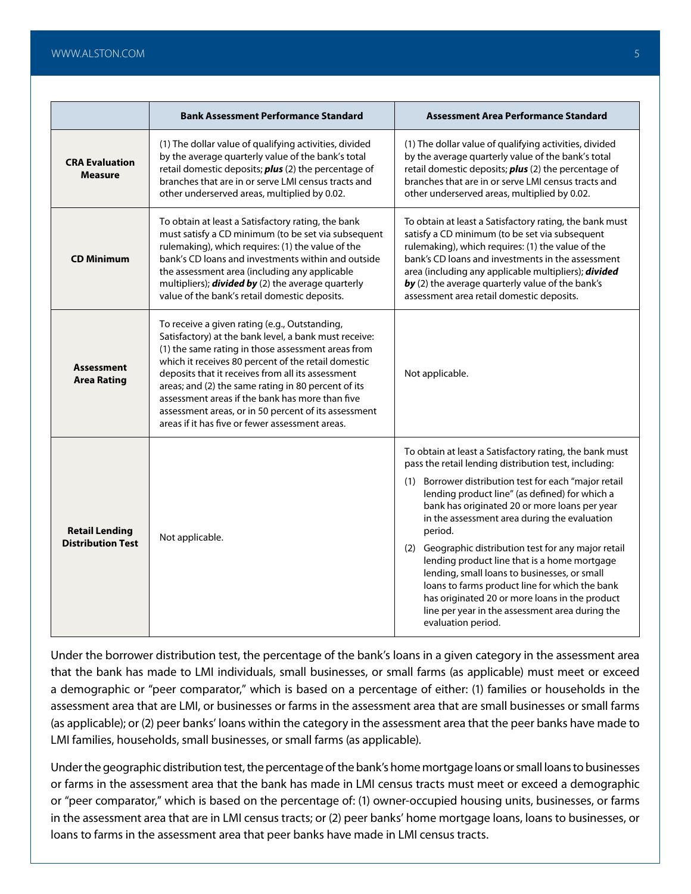| | Bank Assessment Performance Standard | Assessment Area Performance Standard |
|---|---|---|
| **CRA Evaluation Measure** | (1) The dollar value of qualifying activities, divided by the average quarterly value of the bank's total retail domestic deposits; ***plus*** (2) the percentage of branches that are in or serve LMI census tracts and other underserved areas, multiplied by 0.02. | (1) The dollar value of qualifying activities, divided by the average quarterly value of the bank's total retail domestic deposits; ***plus*** (2) the percentage of branches that are in or serve LMI census tracts and other underserved areas, multiplied by 0.02. |
| **CD Minimum** | To obtain at least a Satisfactory rating, the bank must satisfy a CD minimum (to be set via subsequent rulemaking), which requires: (1) the value of the bank's CD loans and investments within and outside the assessment area (including any applicable multipliers); ***divided by*** (2) the average quarterly value of the bank's retail domestic deposits. | To obtain at least a Satisfactory rating, the bank must satisfy a CD minimum (to be set via subsequent rulemaking), which requires: (1) the value of the bank's CD loans and investments in the assessment area (including any applicable multipliers); ***divided by*** (2) the average quarterly value of the bank's assessment area retail domestic deposits. |
| **Assessment Area Rating** | To receive a given rating (e.g., Outstanding, Satisfactory) at the bank level, a bank must receive: (1) the same rating in those assessment areas from which it receives 80 percent of the retail domestic deposits that it receives from all its assessment areas; and (2) the same rating in 80 percent of its assessment areas if the bank has more than five assessment areas, or in 50 percent of its assessment areas if it has five or fewer assessment areas. | Not applicable. |
| **Retail Lending Distribution Test** | Not applicable. | To obtain at least a Satisfactory rating, the bank must pass the retail lending distribution test, including: (1) Borrower distribution test for each "major retail lending product line" (as defined) for which a bank has originated 20 or more loans per year in the assessment area during the evaluation period. (2) Geographic distribution test for any major retail lending product line that is a home mortgage lending, small loans to businesses, or small loans to farms product line for which the bank has originated 20 or more loans in the product line per year in the assessment area during the evaluation period. |

Under the borrower distribution test, the percentage of the bank's loans in a given category in the assessment area that the bank has made to LMI individuals, small businesses, or small farms (as applicable) must meet or exceed a demographic or "peer comparator," which is based on a percentage of either: (1) families or households in the assessment area that are LMI, or businesses or farms in the assessment area that are small businesses or small farms (as applicable); or (2) peer banks' loans within the category in the assessment area that the peer banks have made to LMI families, households, small businesses, or small farms (as applicable).

Under the geographic distribution test, the percentage of the bank's home mortgage loans or small loans to businesses or farms in the assessment area that the bank has made in LMI census tracts must meet or exceed a demographic or "peer comparator," which is based on the percentage of: (1) owner-occupied housing units, businesses, or farms in the assessment area that are in LMI census tracts; or (2) peer banks' home mortgage loans, loans to businesses, or loans to farms in the assessment area that peer banks have made in LMI census tracts.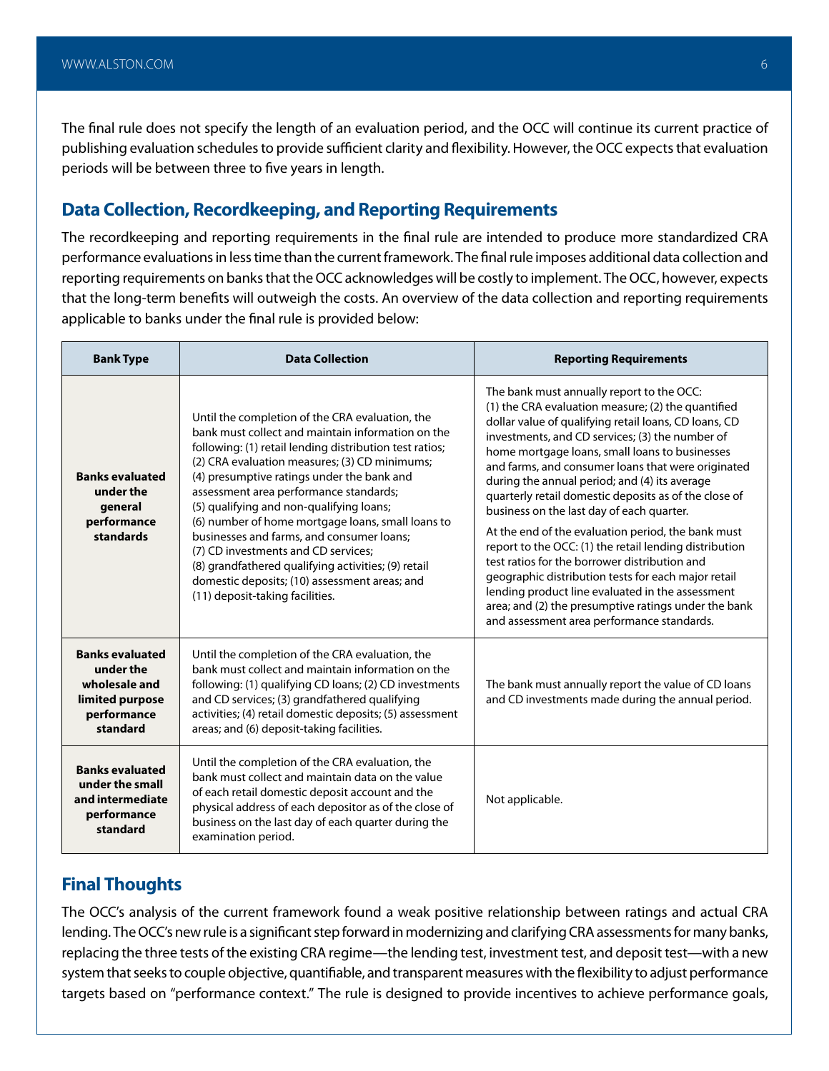The final rule does not specify the length of an evaluation period, and the OCC will continue its current practice of publishing evaluation schedules to provide sufficient clarity and flexibility. However, the OCC expects that evaluation periods will be between three to five years in length.

## Data Collection, Recordkeeping, and Reporting Requirements

The recordkeeping and reporting requirements in the final rule are intended to produce more standardized CRA performance evaluations in less time than the current framework. The final rule imposes additional data collection and reporting requirements on banks that the OCC acknowledges will be costly to implement. The OCC, however, expects that the long-term benefits will outweigh the costs. An overview of the data collection and reporting requirements applicable to banks under the final rule is provided below:

| Bank Type | Data Collection | Reporting Requirements |
|---|---|---|
| **Banks evaluated under the general performance standards** | Until the completion of the CRA evaluation, the bank must collect and maintain information on the following: (1) retail lending distribution test ratios; (2) CRA evaluation measures; (3) CD minimums; (4) presumptive ratings under the bank and assessment area performance standards; (5) qualifying and non-qualifying loans; (6) number of home mortgage loans, small loans to businesses and farms, and consumer loans; (7) CD investments and CD services; (8) grandfathered qualifying activities; (9) retail domestic deposits; (10) assessment areas; and (11) deposit-taking facilities. | The bank must annually report to the OCC: (1) the CRA evaluation measure; (2) the quantified dollar value of qualifying retail loans, CD loans, CD investments, and CD services; (3) the number of home mortgage loans, small loans to businesses and farms, and consumer loans that were originated during the annual period; and (4) its average quarterly retail domestic deposits as of the close of business on the last day of each quarter.<br><br>At the end of the evaluation period, the bank must report to the OCC: (1) the retail lending distribution test ratios for the borrower distribution and geographic distribution tests for each major retail lending product line evaluated in the assessment area; and (2) the presumptive ratings under the bank and assessment area performance standards. |
| **Banks evaluated under the wholesale and limited purpose performance standard** | Until the completion of the CRA evaluation, the bank must collect and maintain information on the following: (1) qualifying CD loans; (2) CD investments and CD services; (3) grandfathered qualifying activities; (4) retail domestic deposits; (5) assessment areas; and (6) deposit-taking facilities. | The bank must annually report the value of CD loans and CD investments made during the annual period. |
| **Banks evaluated under the small and intermediate performance standard** | Until the completion of the CRA evaluation, the bank must collect and maintain data on the value of each retail domestic deposit account and the physical address of each depositor as of the close of business on the last day of each quarter during the examination period. | Not applicable. |

## Final Thoughts

The OCC's analysis of the current framework found a weak positive relationship between ratings and actual CRA lending. The OCC's new rule is a significant step forward in modernizing and clarifying CRA assessments for many banks, replacing the three tests of the existing CRA regime—the lending test, investment test, and deposit test—with a new system that seeks to couple objective, quantifiable, and transparent measures with the flexibility to adjust performance targets based on "performance context." The rule is designed to provide incentives to achieve performance goals,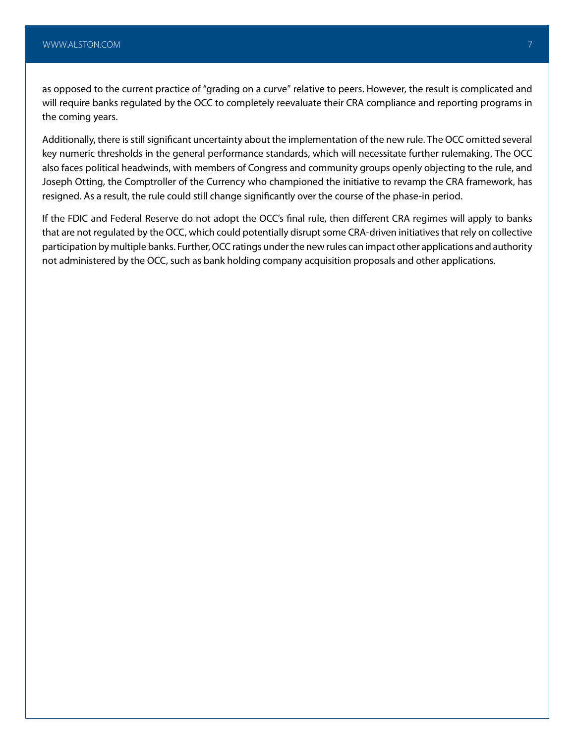as opposed to the current practice of "grading on a curve" relative to peers. However, the result is complicated and will require banks regulated by the OCC to completely reevaluate their CRA compliance and reporting programs in the coming years.

Additionally, there is still significant uncertainty about the implementation of the new rule. The OCC omitted several key numeric thresholds in the general performance standards, which will necessitate further rulemaking. The OCC also faces political headwinds, with members of Congress and community groups openly objecting to the rule, and Joseph Otting, the Comptroller of the Currency who championed the initiative to revamp the CRA framework, has resigned. As a result, the rule could still change significantly over the course of the phase-in period.

If the FDIC and Federal Reserve do not adopt the OCC's final rule, then different CRA regimes will apply to banks that are not regulated by the OCC, which could potentially disrupt some CRA-driven initiatives that rely on collective participation by multiple banks. Further, OCC ratings under the new rules can impact other applications and authority not administered by the OCC, such as bank holding company acquisition proposals and other applications.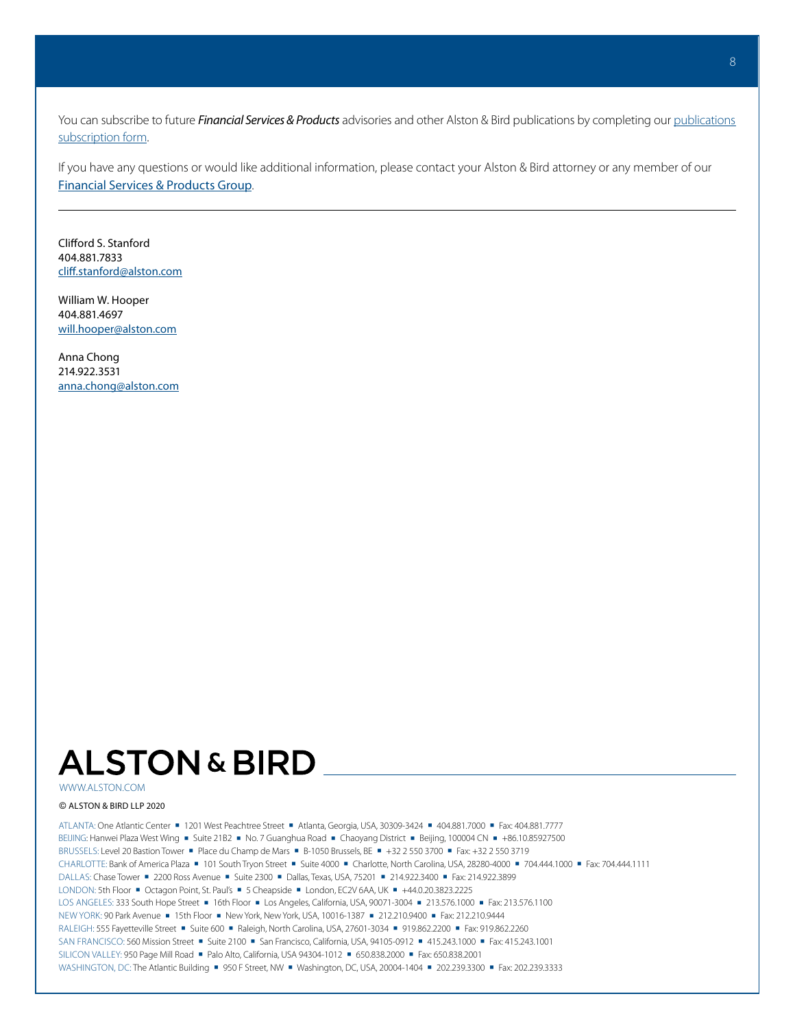You can subscribe to future ***Financial Services & Products*** advisories and other Alston & Bird publications by completing our [publications subscription form](publications subscription form).

If you have any questions or would like additional information, please contact your Alston & Bird attorney or any member of our [Financial Services & Products Group](Financial Services & Products Group).

---

Clifford S. Stanford  
404.881.7833  
cliff.stanford@alston.com

William W. Hooper  
404.881.4697  
will.hooper@alston.com

Anna Chong  
214.922.3531  
anna.chong@alston.com

# ALSTON & BIRD

WWW.ALSTON.COM

© ALSTON & BIRD LLP 2020

ATLANTA: One Atlantic Center ▪ 1201 West Peachtree Street ▪ Atlanta, Georgia, USA, 30309-3424 ▪ 404.881.7000 ▪ Fax: 404.881.7777  
BEIJING: Hanwei Plaza West Wing ▪ Suite 21B2 ▪ No. 7 Guanghua Road ▪ Chaoyang District ▪ Beijing, 100004 CN ▪ +86.10.85927500  
BRUSSELS: Level 20 Bastion Tower ▪ Place du Champ de Mars ▪ B-1050 Brussels, BE ▪ +32 2 550 3700 ▪ Fax: +32 2 550 3719  
CHARLOTTE: Bank of America Plaza ▪ 101 South Tryon Street ▪ Suite 4000 ▪ Charlotte, North Carolina, USA, 28280-4000 ▪ 704.444.1000 ▪ Fax: 704.444.1111  
DALLAS: Chase Tower ▪ 2200 Ross Avenue ▪ Suite 2300 ▪ Dallas, Texas, USA, 75201 ▪ 214.922.3400 ▪ Fax: 214.922.3899  
LONDON: 5th Floor ▪ Octagon Point, St. Paul's ▪ 5 Cheapside ▪ London, EC2V 6AA, UK ▪ +44.0.20.3823.2225  
LOS ANGELES: 333 South Hope Street ▪ 16th Floor ▪ Los Angeles, California, USA, 90071-3004 ▪ 213.576.1000 ▪ Fax: 213.576.1100  
NEW YORK: 90 Park Avenue ▪ 15th Floor ▪ New York, New York, USA, 10016-1387 ▪ 212.210.9400 ▪ Fax: 212.210.9444  
RALEIGH: 555 Fayetteville Street ▪ Suite 600 ▪ Raleigh, North Carolina, USA, 27601-3034 ▪ 919.862.2200 ▪ Fax: 919.862.2260  
SAN FRANCISCO: 560 Mission Street ▪ Suite 2100 ▪ San Francisco, California, USA, 94105-0912 ▪ 415.243.1000 ▪ Fax: 415.243.1001  
SILICON VALLEY: 950 Page Mill Road ▪ Palo Alto, California, USA 94304-1012 ▪ 650.838.2000 ▪ Fax: 650.838.2001  
WASHINGTON, DC: The Atlantic Building ▪ 950 F Street, NW ▪ Washington, DC, USA, 20004-1404 ▪ 202.239.3300 ▪ Fax: 202.239.3333